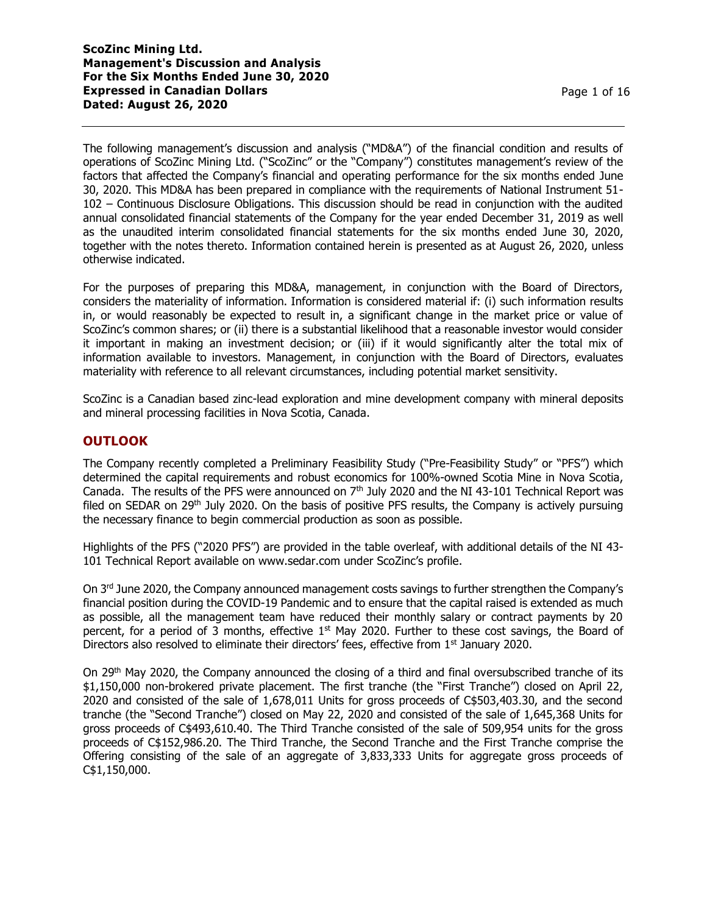The following management's discussion and analysis ("MD&A") of the financial condition and results of operations of ScoZinc Mining Ltd. ("ScoZinc" or the "Company") constitutes management's review of the factors that affected the Company's financial and operating performance for the six months ended June 30, 2020. This MD&A has been prepared in compliance with the requirements of National Instrument 51-102 – Continuous Disclosure Obligations. This discussion should be read in conjunction with the audited annual consolidated financial statements of the Company for the year ended December 31, 2019 as well as the unaudited interim consolidated financial statements for the six months ended June 30, 2020, together with the notes thereto. Information contained herein is presented as at August 26, 2020, unless otherwise indicated.

For the purposes of preparing this MD&A, management, in conjunction with the Board of Directors, considers the materiality of information. Information is considered material if: (i) such information results in, or would reasonably be expected to result in, a significant change in the market price or value of ScoZinc's common shares; or (ii) there is a substantial likelihood that a reasonable investor would consider it important in making an investment decision; or (iii) if it would significantly alter the total mix of information available to investors. Management, in conjunction with the Board of Directors, evaluates materiality with reference to all relevant circumstances, including potential market sensitivity.

ScoZinc is a Canadian based zinc-lead exploration and mine development company with mineral deposits and mineral processing facilities in Nova Scotia, Canada.

## OUTLOOK

The Company recently completed a Preliminary Feasibility Study ("Pre-Feasibility Study" or "PFS") which determined the capital requirements and robust economics for 100%-owned Scotia Mine in Nova Scotia, Canada. The results of the PFS were announced on 7th July 2020 and the NI 43-101 Technical Report was filed on SEDAR on 29th July 2020. On the basis of positive PFS results, the Company is actively pursuing the necessary finance to begin commercial production as soon as possible.

Highlights of the PFS ("2020 PFS") are provided in the table overleaf, with additional details of the NI 43-101 Technical Report available on www.sedar.com under ScoZinc's profile.

On 3rd June 2020, the Company announced management costs savings to further strengthen the Company's financial position during the COVID-19 Pandemic and to ensure that the capital raised is extended as much as possible, all the management team have reduced their monthly salary or contract payments by 20 percent, for a period of 3 months, effective 1st May 2020. Further to these cost savings, the Board of Directors also resolved to eliminate their directors' fees, effective from 1st January 2020.

On 29th May 2020, the Company announced the closing of a third and final oversubscribed tranche of its $1,150,000 non-brokered private placement. The first tranche (the "First Tranche") closed on April 22, 2020 and consisted of the sale of 1,678,011 Units for gross proceeds of C$503,403.30, and the second tranche (the "Second Tranche") closed on May 22, 2020 and consisted of the sale of 1,645,368 Units for gross proceeds of C$493,610.40. The Third Tranche consisted of the sale of 509,954 units for the gross proceeds of C$152,986.20. The Third Tranche, the Second Tranche and the First Tranche comprise the Offering consisting of the sale of an aggregate of 3,833,333 Units for aggregate gross proceeds of C$1,150,000.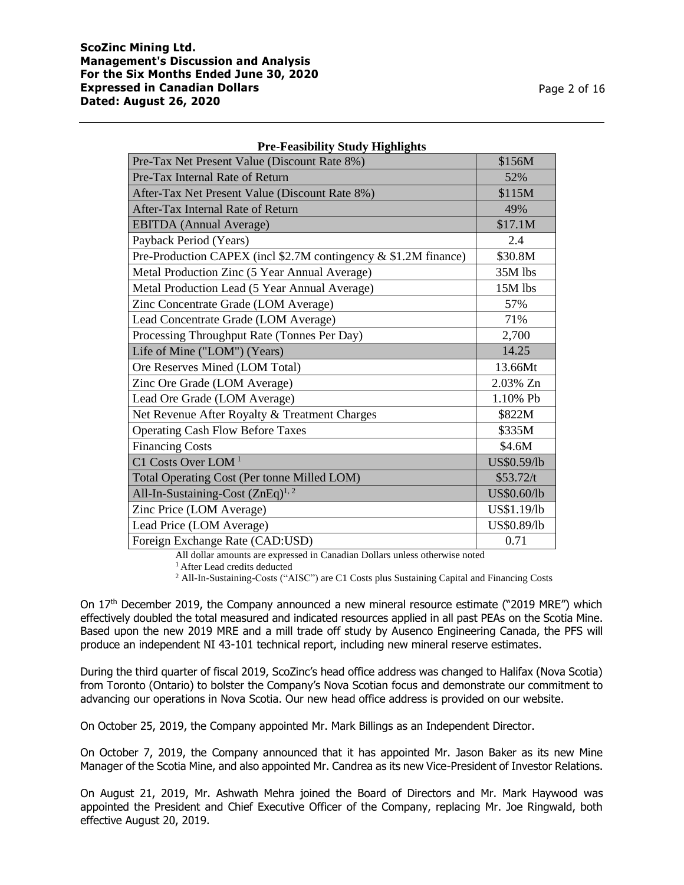**Pre-Feasibility Study Highlights**

| Pre-Tax Net Present Value (Discount Rate 8%) | $156M |
|---|---|
| Pre-Tax Internal Rate of Return | 52% |
| After-Tax Net Present Value (Discount Rate 8%) | $115M |
| After-Tax Internal Rate of Return | 49% |
| EBITDA (Annual Average) | $17.1M |
| Payback Period (Years) | 2.4 |
| Pre-Production CAPEX (incl $2.7M contingency & $1.2M finance) | $30.8M |
| Metal Production Zinc (5 Year Annual Average) | 35M lbs |
| Metal Production Lead (5 Year Annual Average) | 15M lbs |
| Zinc Concentrate Grade (LOM Average) | 57% |
| Lead Concentrate Grade (LOM Average) | 71% |
| Processing Throughput Rate (Tonnes Per Day) | 2,700 |
| Life of Mine ("LOM") (Years) | 14.25 |
| Ore Reserves Mined (LOM Total) | 13.66Mt |
| Zinc Ore Grade (LOM Average) | 2.03% Zn |
| Lead Ore Grade (LOM Average) | 1.10% Pb |
| Net Revenue After Royalty & Treatment Charges | $822M |
| Operating Cash Flow Before Taxes | $335M |
| Financing Costs | $4.6M |
| C1 Costs Over LOM [1] | US$0.59/lb |
| Total Operating Cost (Per tonne Milled LOM) | $53.72/t |
| All-In-Sustaining-Cost (ZnEq)[1, 2] | US$0.60/lb |
| Zinc Price (LOM Average) | US$1.19/lb |
| Lead Price (LOM Average) | US$0.89/lb |
| Foreign Exchange Rate (CAD:USD) | 0.71 |

All dollar amounts are expressed in Canadian Dollars unless otherwise noted

[1] After Lead credits deducted

[2] All-In-Sustaining-Costs ("AISC") are C1 Costs plus Sustaining Capital and Financing Costs

On 17th December 2019, the Company announced a new mineral resource estimate ("2019 MRE") which effectively doubled the total measured and indicated resources applied in all past PEAs on the Scotia Mine. Based upon the new 2019 MRE and a mill trade off study by Ausenco Engineering Canada, the PFS will produce an independent NI 43-101 technical report, including new mineral reserve estimates.

During the third quarter of fiscal 2019, ScoZinc's head office address was changed to Halifax (Nova Scotia) from Toronto (Ontario) to bolster the Company's Nova Scotian focus and demonstrate our commitment to advancing our operations in Nova Scotia. Our new head office address is provided on our website.

On October 25, 2019, the Company appointed Mr. Mark Billings as an Independent Director.

On October 7, 2019, the Company announced that it has appointed Mr. Jason Baker as its new Mine Manager of the Scotia Mine, and also appointed Mr. Candrea as its new Vice-President of Investor Relations.

On August 21, 2019, Mr. Ashwath Mehra joined the Board of Directors and Mr. Mark Haywood was appointed the President and Chief Executive Officer of the Company, replacing Mr. Joe Ringwald, both effective August 20, 2019.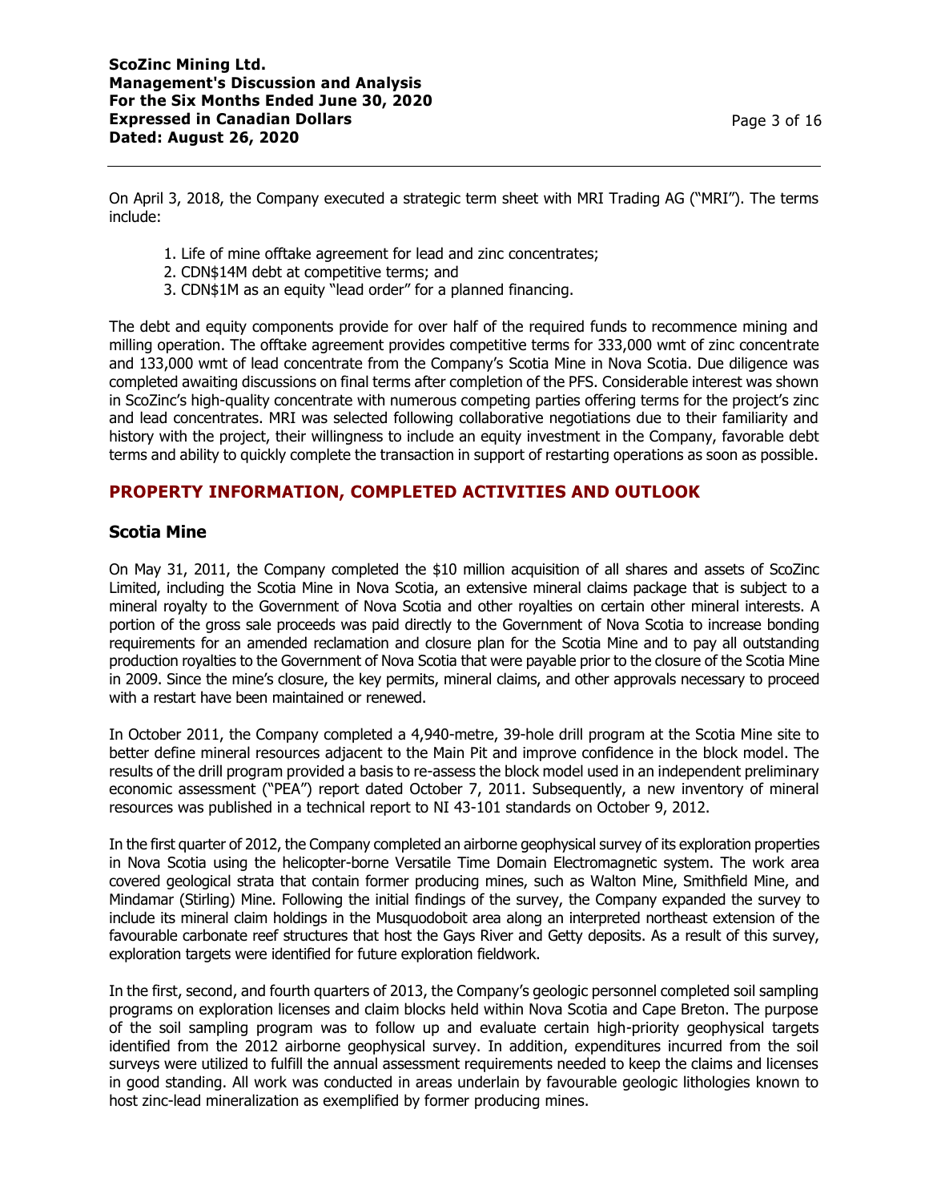On April 3, 2018, the Company executed a strategic term sheet with MRI Trading AG ("MRI"). The terms include:

1. Life of mine offtake agreement for lead and zinc concentrates;
2. CDN$14M debt at competitive terms; and
3. CDN$1M as an equity "lead order" for a planned financing.

The debt and equity components provide for over half of the required funds to recommence mining and milling operation. The offtake agreement provides competitive terms for 333,000 wmt of zinc concentrate and 133,000 wmt of lead concentrate from the Company's Scotia Mine in Nova Scotia. Due diligence was completed awaiting discussions on final terms after completion of the PFS. Considerable interest was shown in ScoZinc's high-quality concentrate with numerous competing parties offering terms for the project's zinc and lead concentrates. MRI was selected following collaborative negotiations due to their familiarity and history with the project, their willingness to include an equity investment in the Company, favorable debt terms and ability to quickly complete the transaction in support of restarting operations as soon as possible.

## PROPERTY INFORMATION, COMPLETED ACTIVITIES AND OUTLOOK

### Scotia Mine

On May 31, 2011, the Company completed the $10 million acquisition of all shares and assets of ScoZinc Limited, including the Scotia Mine in Nova Scotia, an extensive mineral claims package that is subject to a mineral royalty to the Government of Nova Scotia and other royalties on certain other mineral interests. A portion of the gross sale proceeds was paid directly to the Government of Nova Scotia to increase bonding requirements for an amended reclamation and closure plan for the Scotia Mine and to pay all outstanding production royalties to the Government of Nova Scotia that were payable prior to the closure of the Scotia Mine in 2009. Since the mine's closure, the key permits, mineral claims, and other approvals necessary to proceed with a restart have been maintained or renewed.

In October 2011, the Company completed a 4,940-metre, 39-hole drill program at the Scotia Mine site to better define mineral resources adjacent to the Main Pit and improve confidence in the block model. The results of the drill program provided a basis to re-assess the block model used in an independent preliminary economic assessment ("PEA") report dated October 7, 2011. Subsequently, a new inventory of mineral resources was published in a technical report to NI 43-101 standards on October 9, 2012.

In the first quarter of 2012, the Company completed an airborne geophysical survey of its exploration properties in Nova Scotia using the helicopter-borne Versatile Time Domain Electromagnetic system. The work area covered geological strata that contain former producing mines, such as Walton Mine, Smithfield Mine, and Mindamar (Stirling) Mine. Following the initial findings of the survey, the Company expanded the survey to include its mineral claim holdings in the Musquodoboit area along an interpreted northeast extension of the favourable carbonate reef structures that host the Gays River and Getty deposits. As a result of this survey, exploration targets were identified for future exploration fieldwork.

In the first, second, and fourth quarters of 2013, the Company's geologic personnel completed soil sampling programs on exploration licenses and claim blocks held within Nova Scotia and Cape Breton. The purpose of the soil sampling program was to follow up and evaluate certain high-priority geophysical targets identified from the 2012 airborne geophysical survey. In addition, expenditures incurred from the soil surveys were utilized to fulfill the annual assessment requirements needed to keep the claims and licenses in good standing. All work was conducted in areas underlain by favourable geologic lithologies known to host zinc-lead mineralization as exemplified by former producing mines.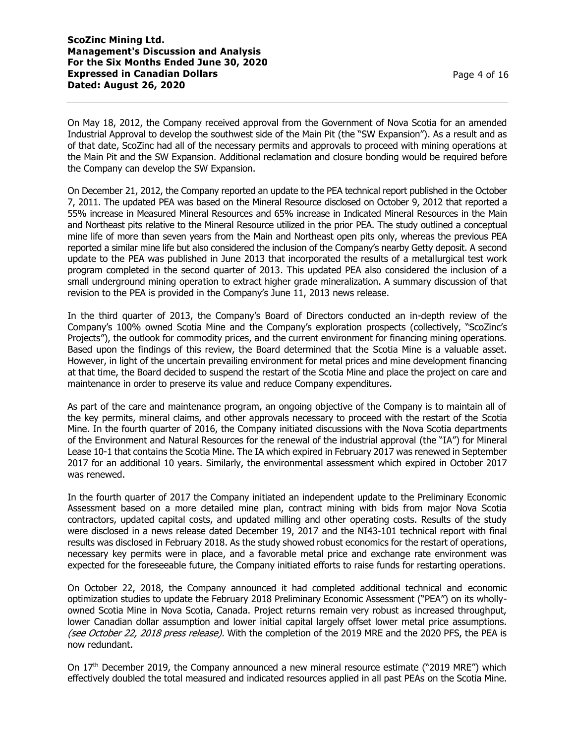On May 18, 2012, the Company received approval from the Government of Nova Scotia for an amended Industrial Approval to develop the southwest side of the Main Pit (the "SW Expansion"). As a result and as of that date, ScoZinc had all of the necessary permits and approvals to proceed with mining operations at the Main Pit and the SW Expansion. Additional reclamation and closure bonding would be required before the Company can develop the SW Expansion.

On December 21, 2012, the Company reported an update to the PEA technical report published in the October 7, 2011. The updated PEA was based on the Mineral Resource disclosed on October 9, 2012 that reported a 55% increase in Measured Mineral Resources and 65% increase in Indicated Mineral Resources in the Main and Northeast pits relative to the Mineral Resource utilized in the prior PEA. The study outlined a conceptual mine life of more than seven years from the Main and Northeast open pits only, whereas the previous PEA reported a similar mine life but also considered the inclusion of the Company's nearby Getty deposit. A second update to the PEA was published in June 2013 that incorporated the results of a metallurgical test work program completed in the second quarter of 2013. This updated PEA also considered the inclusion of a small underground mining operation to extract higher grade mineralization. A summary discussion of that revision to the PEA is provided in the Company's June 11, 2013 news release.

In the third quarter of 2013, the Company's Board of Directors conducted an in-depth review of the Company's 100% owned Scotia Mine and the Company's exploration prospects (collectively, "ScoZinc's Projects"), the outlook for commodity prices, and the current environment for financing mining operations. Based upon the findings of this review, the Board determined that the Scotia Mine is a valuable asset. However, in light of the uncertain prevailing environment for metal prices and mine development financing at that time, the Board decided to suspend the restart of the Scotia Mine and place the project on care and maintenance in order to preserve its value and reduce Company expenditures.

As part of the care and maintenance program, an ongoing objective of the Company is to maintain all of the key permits, mineral claims, and other approvals necessary to proceed with the restart of the Scotia Mine. In the fourth quarter of 2016, the Company initiated discussions with the Nova Scotia departments of the Environment and Natural Resources for the renewal of the industrial approval (the "IA") for Mineral Lease 10-1 that contains the Scotia Mine. The IA which expired in February 2017 was renewed in September 2017 for an additional 10 years. Similarly, the environmental assessment which expired in October 2017 was renewed.

In the fourth quarter of 2017 the Company initiated an independent update to the Preliminary Economic Assessment based on a more detailed mine plan, contract mining with bids from major Nova Scotia contractors, updated capital costs, and updated milling and other operating costs. Results of the study were disclosed in a news release dated December 19, 2017 and the NI43-101 technical report with final results was disclosed in February 2018. As the study showed robust economics for the restart of operations, necessary key permits were in place, and a favorable metal price and exchange rate environment was expected for the foreseeable future, the Company initiated efforts to raise funds for restarting operations.

On October 22, 2018, the Company announced it had completed additional technical and economic optimization studies to update the February 2018 Preliminary Economic Assessment ("PEA") on its wholly-owned Scotia Mine in Nova Scotia, Canada. Project returns remain very robust as increased throughput, lower Canadian dollar assumption and lower initial capital largely offset lower metal price assumptions. *(see October 22, 2018 press release).* With the completion of the 2019 MRE and the 2020 PFS, the PEA is now redundant.

On 17th December 2019, the Company announced a new mineral resource estimate ("2019 MRE") which effectively doubled the total measured and indicated resources applied in all past PEAs on the Scotia Mine.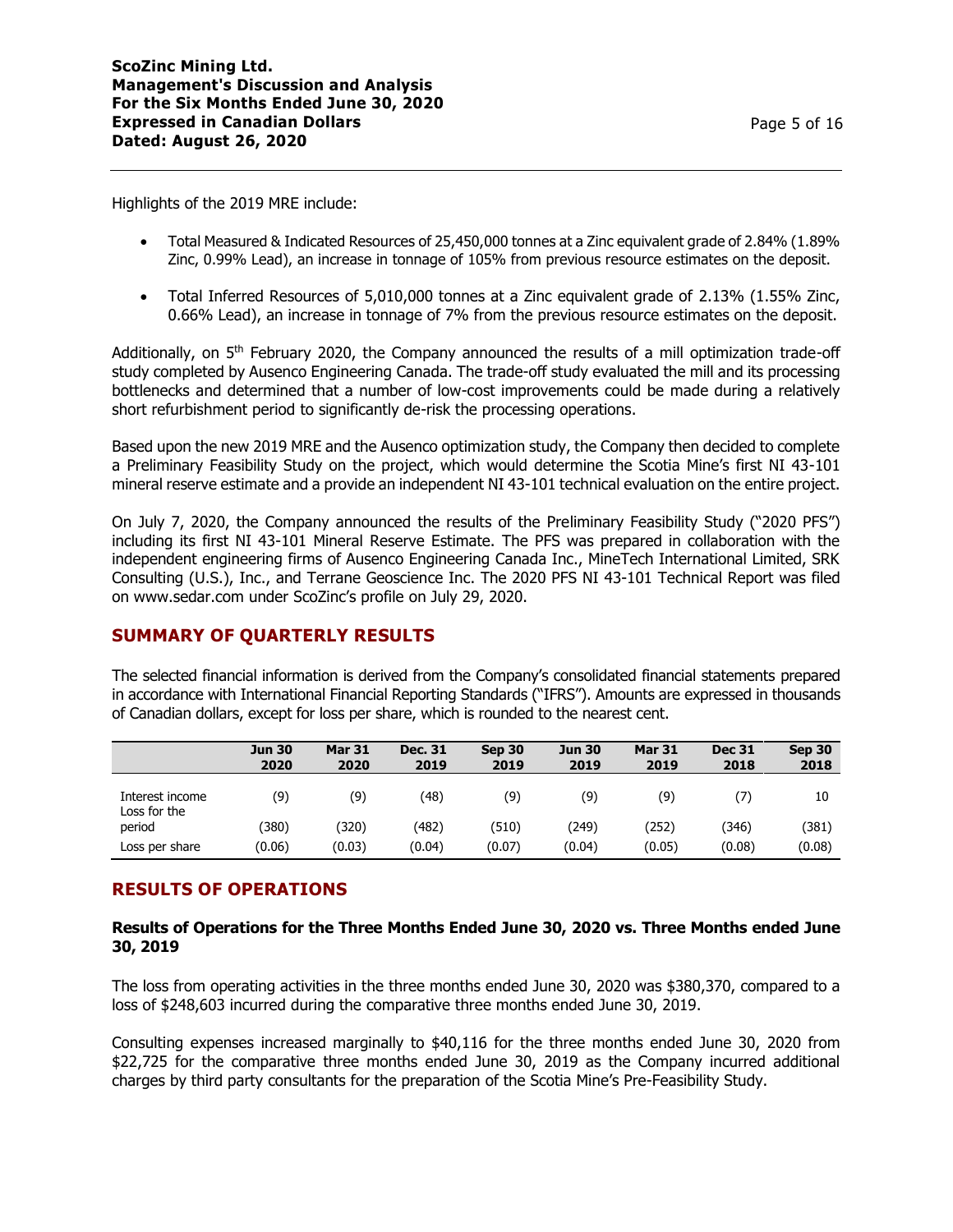Highlights of the 2019 MRE include:

- Total Measured & Indicated Resources of 25,450,000 tonnes at a Zinc equivalent grade of 2.84% (1.89% Zinc, 0.99% Lead), an increase in tonnage of 105% from previous resource estimates on the deposit.
- Total Inferred Resources of 5,010,000 tonnes at a Zinc equivalent grade of 2.13% (1.55% Zinc, 0.66% Lead), an increase in tonnage of 7% from the previous resource estimates on the deposit.

Additionally, on 5th February 2020, the Company announced the results of a mill optimization trade-off study completed by Ausenco Engineering Canada. The trade-off study evaluated the mill and its processing bottlenecks and determined that a number of low-cost improvements could be made during a relatively short refurbishment period to significantly de-risk the processing operations.

Based upon the new 2019 MRE and the Ausenco optimization study, the Company then decided to complete a Preliminary Feasibility Study on the project, which would determine the Scotia Mine's first NI 43-101 mineral reserve estimate and a provide an independent NI 43-101 technical evaluation on the entire project.

On July 7, 2020, the Company announced the results of the Preliminary Feasibility Study ("2020 PFS") including its first NI 43-101 Mineral Reserve Estimate. The PFS was prepared in collaboration with the independent engineering firms of Ausenco Engineering Canada Inc., MineTech International Limited, SRK Consulting (U.S.), Inc., and Terrane Geoscience Inc. The 2020 PFS NI 43-101 Technical Report was filed on www.sedar.com under ScoZinc's profile on July 29, 2020.

## SUMMARY OF QUARTERLY RESULTS

The selected financial information is derived from the Company's consolidated financial statements prepared in accordance with International Financial Reporting Standards ("IFRS"). Amounts are expressed in thousands of Canadian dollars, except for loss per share, which is rounded to the nearest cent.

| | Jun 30 2020 | Mar 31 2020 | Dec. 31 2019 | Sep 30 2019 | Jun 30 2019 | Mar 31 2019 | Dec 31 2018 | Sep 30 2018 |
|---|---|---|---|---|---|---|---|---|
| Interest income | (9) | (9) | (48) | (9) | (9) | (9) | (7) | 10 |
| Loss for the period | (380) | (320) | (482) | (510) | (249) | (252) | (346) | (381) |
| Loss per share | (0.06) | (0.03) | (0.04) | (0.07) | (0.04) | (0.05) | (0.08) | (0.08) |

## RESULTS OF OPERATIONS

### Results of Operations for the Three Months Ended June 30, 2020 vs. Three Months ended June 30, 2019

The loss from operating activities in the three months ended June 30, 2020 was $380,370, compared to a loss of $248,603 incurred during the comparative three months ended June 30, 2019.

Consulting expenses increased marginally to $40,116 for the three months ended June 30, 2020 from $22,725 for the comparative three months ended June 30, 2019 as the Company incurred additional charges by third party consultants for the preparation of the Scotia Mine's Pre-Feasibility Study.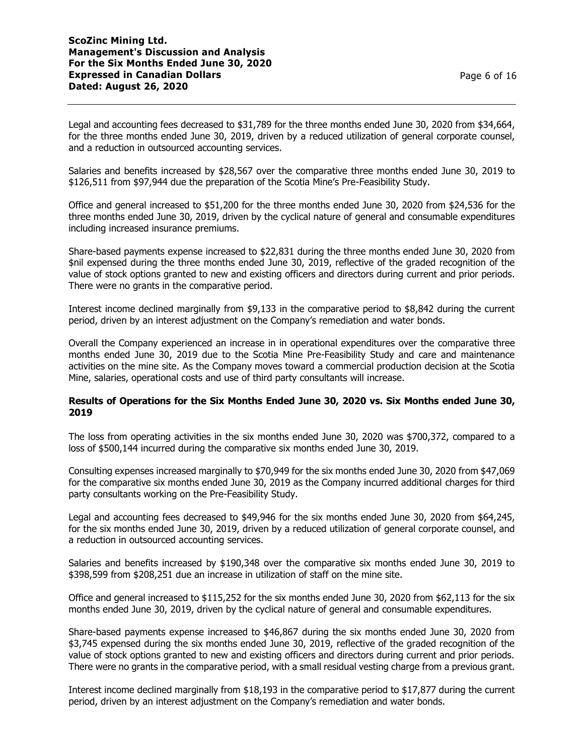Legal and accounting fees decreased to $31,789 for the three months ended June 30, 2020 from $34,664, for the three months ended June 30, 2019, driven by a reduced utilization of general corporate counsel, and a reduction in outsourced accounting services.

Salaries and benefits increased by $28,567 over the comparative three months ended June 30, 2019 to $126,511 from $97,944 due the preparation of the Scotia Mine's Pre-Feasibility Study.

Office and general increased to $51,200 for the three months ended June 30, 2020 from $24,536 for the three months ended June 30, 2019, driven by the cyclical nature of general and consumable expenditures including increased insurance premiums.

Share-based payments expense increased to $22,831 during the three months ended June 30, 2020 from $nil expensed during the three months ended June 30, 2019, reflective of the graded recognition of the value of stock options granted to new and existing officers and directors during current and prior periods. There were no grants in the comparative period.

Interest income declined marginally from $9,133 in the comparative period to $8,842 during the current period, driven by an interest adjustment on the Company's remediation and water bonds.

Overall the Company experienced an increase in in operational expenditures over the comparative three months ended June 30, 2019 due to the Scotia Mine Pre-Feasibility Study and care and maintenance activities on the mine site. As the Company moves toward a commercial production decision at the Scotia Mine, salaries, operational costs and use of third party consultants will increase.

**Results of Operations for the Six Months Ended June 30, 2020 vs. Six Months ended June 30, 2019**

The loss from operating activities in the six months ended June 30, 2020 was $700,372, compared to a loss of $500,144 incurred during the comparative six months ended June 30, 2019.

Consulting expenses increased marginally to $70,949 for the six months ended June 30, 2020 from $47,069 for the comparative six months ended June 30, 2019 as the Company incurred additional charges for third party consultants working on the Pre-Feasibility Study.

Legal and accounting fees decreased to $49,946 for the six months ended June 30, 2020 from $64,245, for the six months ended June 30, 2019, driven by a reduced utilization of general corporate counsel, and a reduction in outsourced accounting services.

Salaries and benefits increased by $190,348 over the comparative six months ended June 30, 2019 to $398,599 from $208,251 due an increase in utilization of staff on the mine site.

Office and general increased to $115,252 for the six months ended June 30, 2020 from $62,113 for the six months ended June 30, 2019, driven by the cyclical nature of general and consumable expenditures.

Share-based payments expense increased to $46,867 during the six months ended June 30, 2020 from $3,745 expensed during the six months ended June 30, 2019, reflective of the graded recognition of the value of stock options granted to new and existing officers and directors during current and prior periods. There were no grants in the comparative period, with a small residual vesting charge from a previous grant.

Interest income declined marginally from $18,193 in the comparative period to $17,877 during the current period, driven by an interest adjustment on the Company's remediation and water bonds.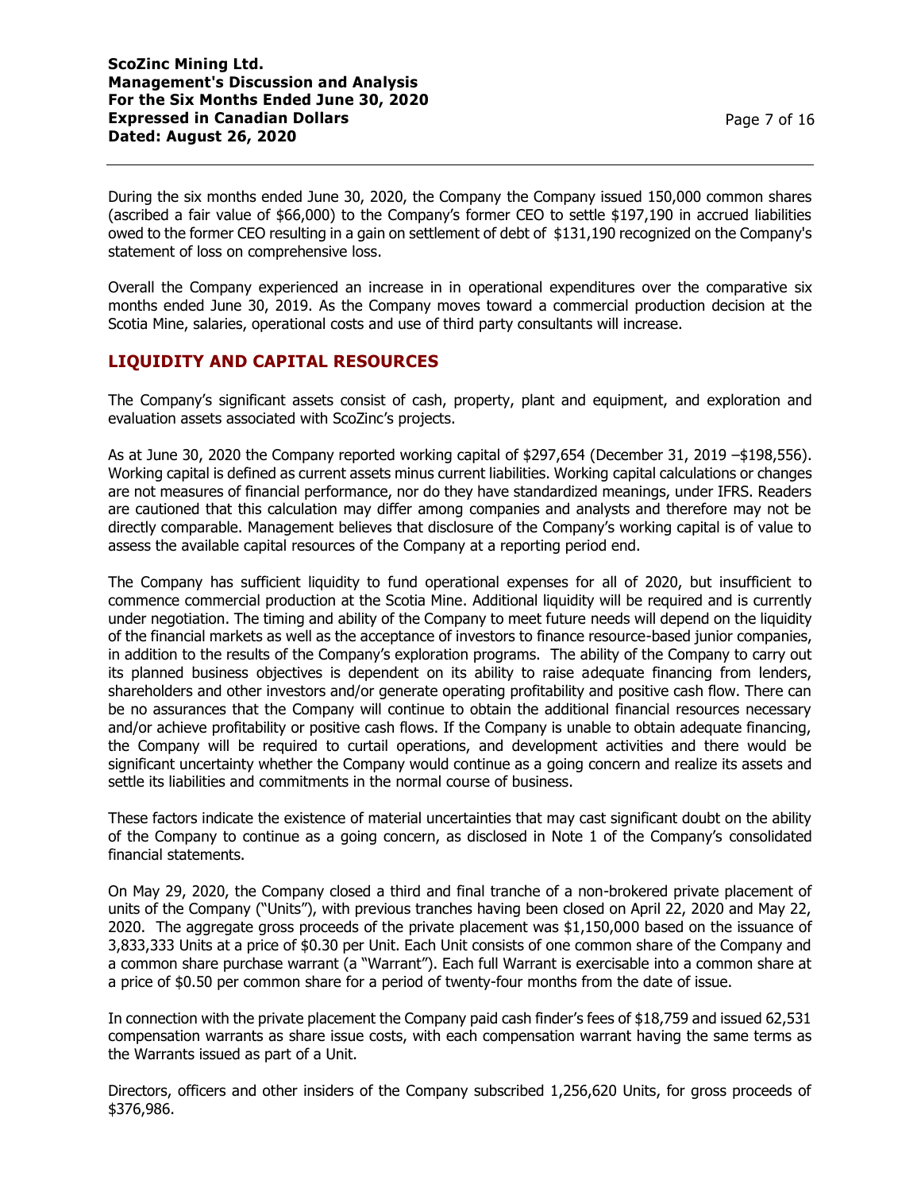During the six months ended June 30, 2020, the Company the Company issued 150,000 common shares (ascribed a fair value of $66,000) to the Company's former CEO to settle $197,190 in accrued liabilities owed to the former CEO resulting in a gain on settlement of debt of $131,190 recognized on the Company's statement of loss on comprehensive loss.

Overall the Company experienced an increase in in operational expenditures over the comparative six months ended June 30, 2019. As the Company moves toward a commercial production decision at the Scotia Mine, salaries, operational costs and use of third party consultants will increase.

## LIQUIDITY AND CAPITAL RESOURCES

The Company's significant assets consist of cash, property, plant and equipment, and exploration and evaluation assets associated with ScoZinc's projects.

As at June 30, 2020 the Company reported working capital of $297,654 (December 31, 2019 –$198,556). Working capital is defined as current assets minus current liabilities. Working capital calculations or changes are not measures of financial performance, nor do they have standardized meanings, under IFRS. Readers are cautioned that this calculation may differ among companies and analysts and therefore may not be directly comparable. Management believes that disclosure of the Company's working capital is of value to assess the available capital resources of the Company at a reporting period end.

The Company has sufficient liquidity to fund operational expenses for all of 2020, but insufficient to commence commercial production at the Scotia Mine. Additional liquidity will be required and is currently under negotiation. The timing and ability of the Company to meet future needs will depend on the liquidity of the financial markets as well as the acceptance of investors to finance resource-based junior companies, in addition to the results of the Company's exploration programs. The ability of the Company to carry out its planned business objectives is dependent on its ability to raise adequate financing from lenders, shareholders and other investors and/or generate operating profitability and positive cash flow. There can be no assurances that the Company will continue to obtain the additional financial resources necessary and/or achieve profitability or positive cash flows. If the Company is unable to obtain adequate financing, the Company will be required to curtail operations, and development activities and there would be significant uncertainty whether the Company would continue as a going concern and realize its assets and settle its liabilities and commitments in the normal course of business.

These factors indicate the existence of material uncertainties that may cast significant doubt on the ability of the Company to continue as a going concern, as disclosed in Note 1 of the Company's consolidated financial statements.

On May 29, 2020, the Company closed a third and final tranche of a non-brokered private placement of units of the Company ("Units"), with previous tranches having been closed on April 22, 2020 and May 22, 2020. The aggregate gross proceeds of the private placement was $1,150,000 based on the issuance of 3,833,333 Units at a price of $0.30 per Unit. Each Unit consists of one common share of the Company and a common share purchase warrant (a "Warrant"). Each full Warrant is exercisable into a common share at a price of $0.50 per common share for a period of twenty-four months from the date of issue.

In connection with the private placement the Company paid cash finder's fees of $18,759 and issued 62,531 compensation warrants as share issue costs, with each compensation warrant having the same terms as the Warrants issued as part of a Unit.

Directors, officers and other insiders of the Company subscribed 1,256,620 Units, for gross proceeds of $376,986.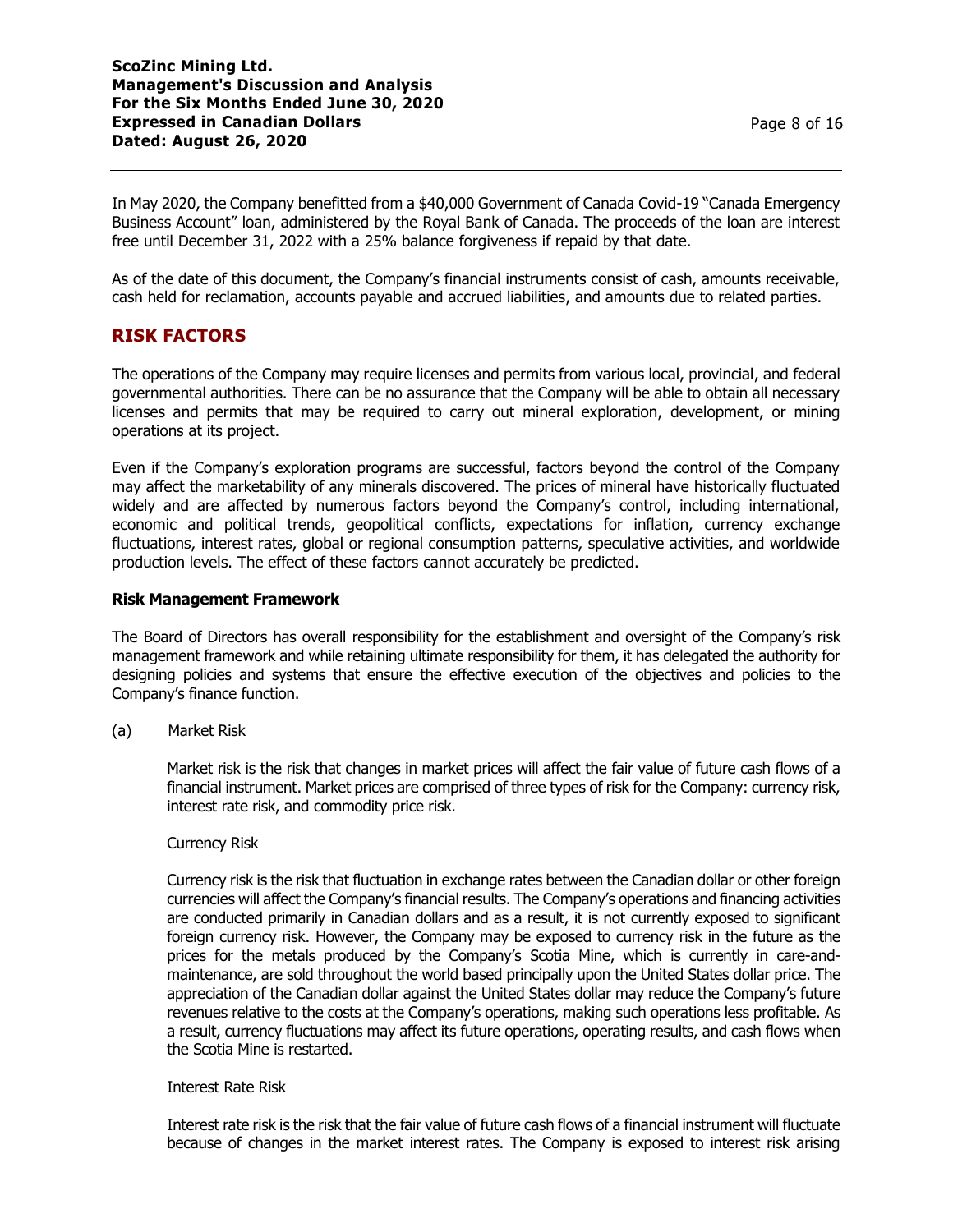In May 2020, the Company benefitted from a $40,000 Government of Canada Covid-19 "Canada Emergency Business Account" loan, administered by the Royal Bank of Canada. The proceeds of the loan are interest free until December 31, 2022 with a 25% balance forgiveness if repaid by that date.

As of the date of this document, the Company's financial instruments consist of cash, amounts receivable, cash held for reclamation, accounts payable and accrued liabilities, and amounts due to related parties.

## RISK FACTORS

The operations of the Company may require licenses and permits from various local, provincial, and federal governmental authorities. There can be no assurance that the Company will be able to obtain all necessary licenses and permits that may be required to carry out mineral exploration, development, or mining operations at its project.

Even if the Company's exploration programs are successful, factors beyond the control of the Company may affect the marketability of any minerals discovered. The prices of mineral have historically fluctuated widely and are affected by numerous factors beyond the Company's control, including international, economic and political trends, geopolitical conflicts, expectations for inflation, currency exchange fluctuations, interest rates, global or regional consumption patterns, speculative activities, and worldwide production levels. The effect of these factors cannot accurately be predicted.

### Risk Management Framework

The Board of Directors has overall responsibility for the establishment and oversight of the Company's risk management framework and while retaining ultimate responsibility for them, it has delegated the authority for designing policies and systems that ensure the effective execution of the objectives and policies to the Company's finance function.

(a) Market Risk

Market risk is the risk that changes in market prices will affect the fair value of future cash flows of a financial instrument. Market prices are comprised of three types of risk for the Company: currency risk, interest rate risk, and commodity price risk.

Currency Risk

Currency risk is the risk that fluctuation in exchange rates between the Canadian dollar or other foreign currencies will affect the Company's financial results. The Company's operations and financing activities are conducted primarily in Canadian dollars and as a result, it is not currently exposed to significant foreign currency risk. However, the Company may be exposed to currency risk in the future as the prices for the metals produced by the Company's Scotia Mine, which is currently in care-and-maintenance, are sold throughout the world based principally upon the United States dollar price. The appreciation of the Canadian dollar against the United States dollar may reduce the Company's future revenues relative to the costs at the Company's operations, making such operations less profitable. As a result, currency fluctuations may affect its future operations, operating results, and cash flows when the Scotia Mine is restarted.

Interest Rate Risk

Interest rate risk is the risk that the fair value of future cash flows of a financial instrument will fluctuate because of changes in the market interest rates. The Company is exposed to interest risk arising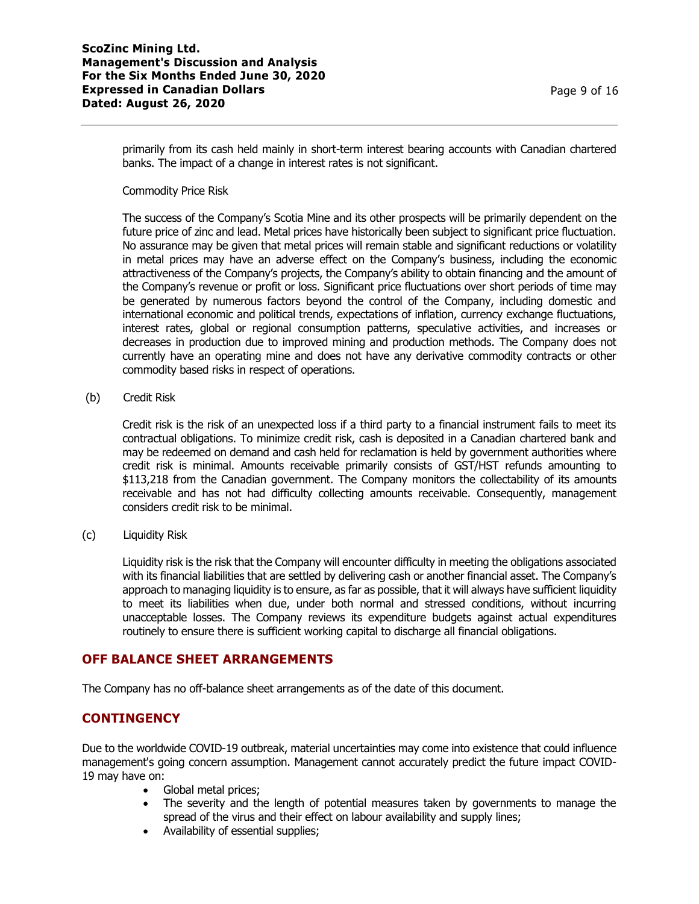primarily from its cash held mainly in short-term interest bearing accounts with Canadian chartered banks. The impact of a change in interest rates is not significant.

Commodity Price Risk

The success of the Company's Scotia Mine and its other prospects will be primarily dependent on the future price of zinc and lead. Metal prices have historically been subject to significant price fluctuation. No assurance may be given that metal prices will remain stable and significant reductions or volatility in metal prices may have an adverse effect on the Company's business, including the economic attractiveness of the Company's projects, the Company's ability to obtain financing and the amount of the Company's revenue or profit or loss. Significant price fluctuations over short periods of time may be generated by numerous factors beyond the control of the Company, including domestic and international economic and political trends, expectations of inflation, currency exchange fluctuations, interest rates, global or regional consumption patterns, speculative activities, and increases or decreases in production due to improved mining and production methods. The Company does not currently have an operating mine and does not have any derivative commodity contracts or other commodity based risks in respect of operations.

(b) Credit Risk

Credit risk is the risk of an unexpected loss if a third party to a financial instrument fails to meet its contractual obligations. To minimize credit risk, cash is deposited in a Canadian chartered bank and may be redeemed on demand and cash held for reclamation is held by government authorities where credit risk is minimal. Amounts receivable primarily consists of GST/HST refunds amounting to $113,218 from the Canadian government. The Company monitors the collectability of its amounts receivable and has not had difficulty collecting amounts receivable. Consequently, management considers credit risk to be minimal.

(c) Liquidity Risk

Liquidity risk is the risk that the Company will encounter difficulty in meeting the obligations associated with its financial liabilities that are settled by delivering cash or another financial asset. The Company's approach to managing liquidity is to ensure, as far as possible, that it will always have sufficient liquidity to meet its liabilities when due, under both normal and stressed conditions, without incurring unacceptable losses. The Company reviews its expenditure budgets against actual expenditures routinely to ensure there is sufficient working capital to discharge all financial obligations.

## OFF BALANCE SHEET ARRANGEMENTS

The Company has no off-balance sheet arrangements as of the date of this document.

## CONTINGENCY

Due to the worldwide COVID-19 outbreak, material uncertainties may come into existence that could influence management's going concern assumption. Management cannot accurately predict the future impact COVID-19 may have on:

- Global metal prices;
- The severity and the length of potential measures taken by governments to manage the spread of the virus and their effect on labour availability and supply lines;
- Availability of essential supplies;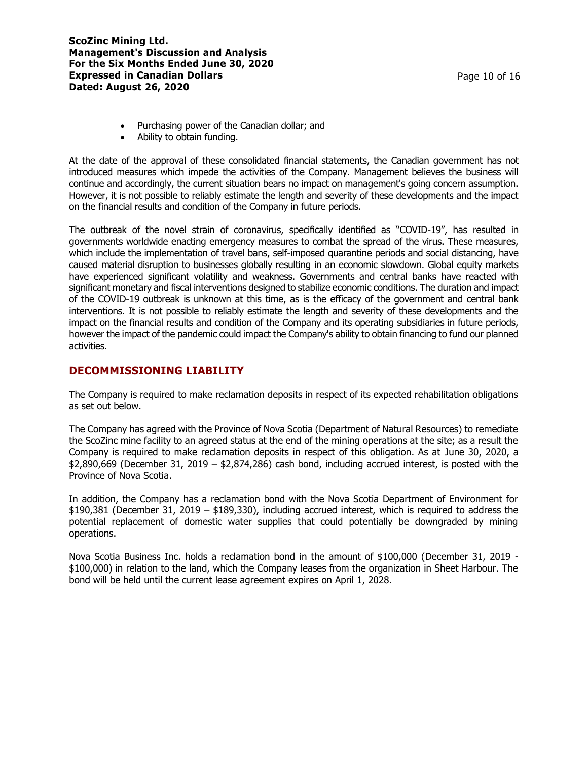- Purchasing power of the Canadian dollar; and
- Ability to obtain funding.

At the date of the approval of these consolidated financial statements, the Canadian government has not introduced measures which impede the activities of the Company. Management believes the business will continue and accordingly, the current situation bears no impact on management's going concern assumption. However, it is not possible to reliably estimate the length and severity of these developments and the impact on the financial results and condition of the Company in future periods.

The outbreak of the novel strain of coronavirus, specifically identified as "COVID-19", has resulted in governments worldwide enacting emergency measures to combat the spread of the virus. These measures, which include the implementation of travel bans, self-imposed quarantine periods and social distancing, have caused material disruption to businesses globally resulting in an economic slowdown. Global equity markets have experienced significant volatility and weakness. Governments and central banks have reacted with significant monetary and fiscal interventions designed to stabilize economic conditions. The duration and impact of the COVID-19 outbreak is unknown at this time, as is the efficacy of the government and central bank interventions. It is not possible to reliably estimate the length and severity of these developments and the impact on the financial results and condition of the Company and its operating subsidiaries in future periods, however the impact of the pandemic could impact the Company's ability to obtain financing to fund our planned activities.

## DECOMMISSIONING LIABILITY

The Company is required to make reclamation deposits in respect of its expected rehabilitation obligations as set out below.

The Company has agreed with the Province of Nova Scotia (Department of Natural Resources) to remediate the ScoZinc mine facility to an agreed status at the end of the mining operations at the site; as a result the Company is required to make reclamation deposits in respect of this obligation. As at June 30, 2020, a $2,890,669 (December 31, 2019 – $2,874,286) cash bond, including accrued interest, is posted with the Province of Nova Scotia.

In addition, the Company has a reclamation bond with the Nova Scotia Department of Environment for $190,381 (December 31, 2019 – $189,330), including accrued interest, which is required to address the potential replacement of domestic water supplies that could potentially be downgraded by mining operations.

Nova Scotia Business Inc. holds a reclamation bond in the amount of $100,000 (December 31, 2019 - $100,000) in relation to the land, which the Company leases from the organization in Sheet Harbour. The bond will be held until the current lease agreement expires on April 1, 2028.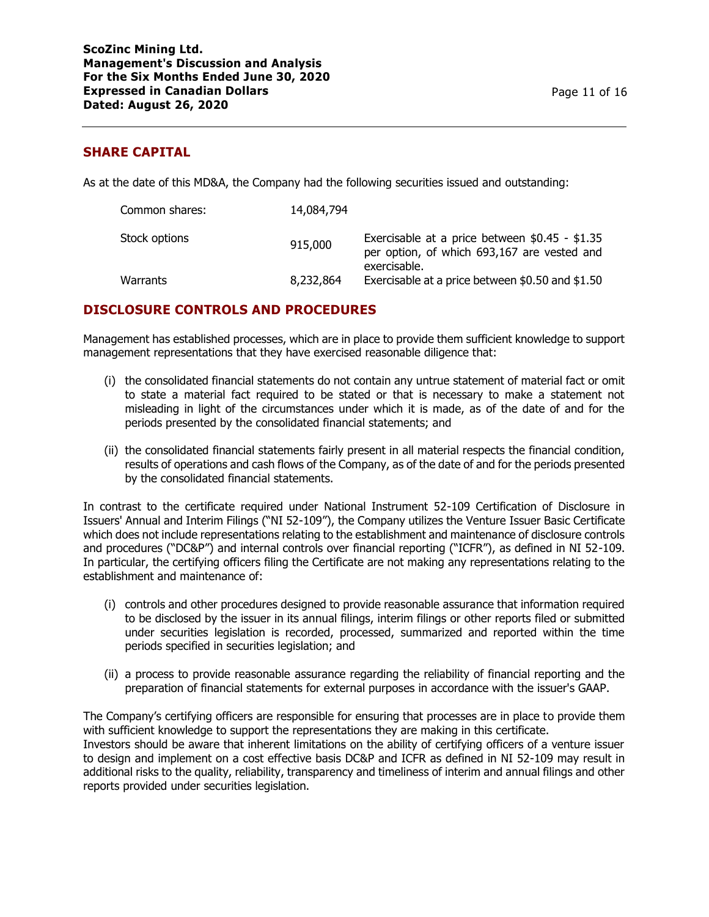## SHARE CAPITAL

As at the date of this MD&A, the Company had the following securities issued and outstanding:

| | | |
|---|---|---|
| Common shares: | 14,084,794 | |
| Stock options | 915,000 | Exercisable at a price between $0.45 - $1.35 per option, of which 693,167 are vested and exercisable. |
| Warrants | 8,232,864 | Exercisable at a price between $0.50 and $1.50 |

## DISCLOSURE CONTROLS AND PROCEDURES

Management has established processes, which are in place to provide them sufficient knowledge to support management representations that they have exercised reasonable diligence that:

(i) the consolidated financial statements do not contain any untrue statement of material fact or omit to state a material fact required to be stated or that is necessary to make a statement not misleading in light of the circumstances under which it is made, as of the date of and for the periods presented by the consolidated financial statements; and

(ii) the consolidated financial statements fairly present in all material respects the financial condition, results of operations and cash flows of the Company, as of the date of and for the periods presented by the consolidated financial statements.

In contrast to the certificate required under National Instrument 52-109 Certification of Disclosure in Issuers' Annual and Interim Filings ("NI 52-109"), the Company utilizes the Venture Issuer Basic Certificate which does not include representations relating to the establishment and maintenance of disclosure controls and procedures ("DC&P") and internal controls over financial reporting ("ICFR"), as defined in NI 52-109. In particular, the certifying officers filing the Certificate are not making any representations relating to the establishment and maintenance of:

(i) controls and other procedures designed to provide reasonable assurance that information required to be disclosed by the issuer in its annual filings, interim filings or other reports filed or submitted under securities legislation is recorded, processed, summarized and reported within the time periods specified in securities legislation; and

(ii) a process to provide reasonable assurance regarding the reliability of financial reporting and the preparation of financial statements for external purposes in accordance with the issuer's GAAP.

The Company's certifying officers are responsible for ensuring that processes are in place to provide them with sufficient knowledge to support the representations they are making in this certificate.

Investors should be aware that inherent limitations on the ability of certifying officers of a venture issuer to design and implement on a cost effective basis DC&P and ICFR as defined in NI 52-109 may result in additional risks to the quality, reliability, transparency and timeliness of interim and annual filings and other reports provided under securities legislation.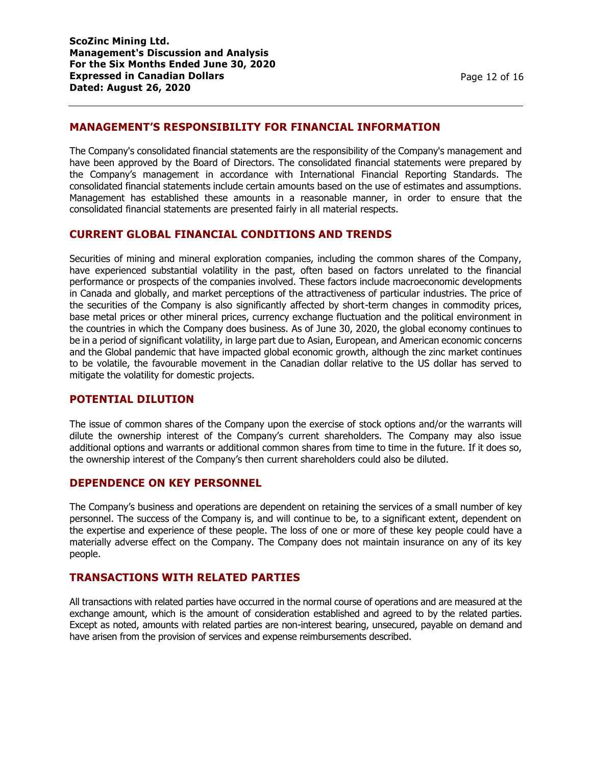## MANAGEMENT'S RESPONSIBILITY FOR FINANCIAL INFORMATION

The Company's consolidated financial statements are the responsibility of the Company's management and have been approved by the Board of Directors. The consolidated financial statements were prepared by the Company's management in accordance with International Financial Reporting Standards. The consolidated financial statements include certain amounts based on the use of estimates and assumptions. Management has established these amounts in a reasonable manner, in order to ensure that the consolidated financial statements are presented fairly in all material respects.

## CURRENT GLOBAL FINANCIAL CONDITIONS AND TRENDS

Securities of mining and mineral exploration companies, including the common shares of the Company, have experienced substantial volatility in the past, often based on factors unrelated to the financial performance or prospects of the companies involved. These factors include macroeconomic developments in Canada and globally, and market perceptions of the attractiveness of particular industries. The price of the securities of the Company is also significantly affected by short-term changes in commodity prices, base metal prices or other mineral prices, currency exchange fluctuation and the political environment in the countries in which the Company does business. As of June 30, 2020, the global economy continues to be in a period of significant volatility, in large part due to Asian, European, and American economic concerns and the Global pandemic that have impacted global economic growth, although the zinc market continues to be volatile, the favourable movement in the Canadian dollar relative to the US dollar has served to mitigate the volatility for domestic projects.

## POTENTIAL DILUTION

The issue of common shares of the Company upon the exercise of stock options and/or the warrants will dilute the ownership interest of the Company's current shareholders. The Company may also issue additional options and warrants or additional common shares from time to time in the future. If it does so, the ownership interest of the Company's then current shareholders could also be diluted.

## DEPENDENCE ON KEY PERSONNEL

The Company's business and operations are dependent on retaining the services of a small number of key personnel. The success of the Company is, and will continue to be, to a significant extent, dependent on the expertise and experience of these people. The loss of one or more of these key people could have a materially adverse effect on the Company. The Company does not maintain insurance on any of its key people.

## TRANSACTIONS WITH RELATED PARTIES

All transactions with related parties have occurred in the normal course of operations and are measured at the exchange amount, which is the amount of consideration established and agreed to by the related parties. Except as noted, amounts with related parties are non-interest bearing, unsecured, payable on demand and have arisen from the provision of services and expense reimbursements described.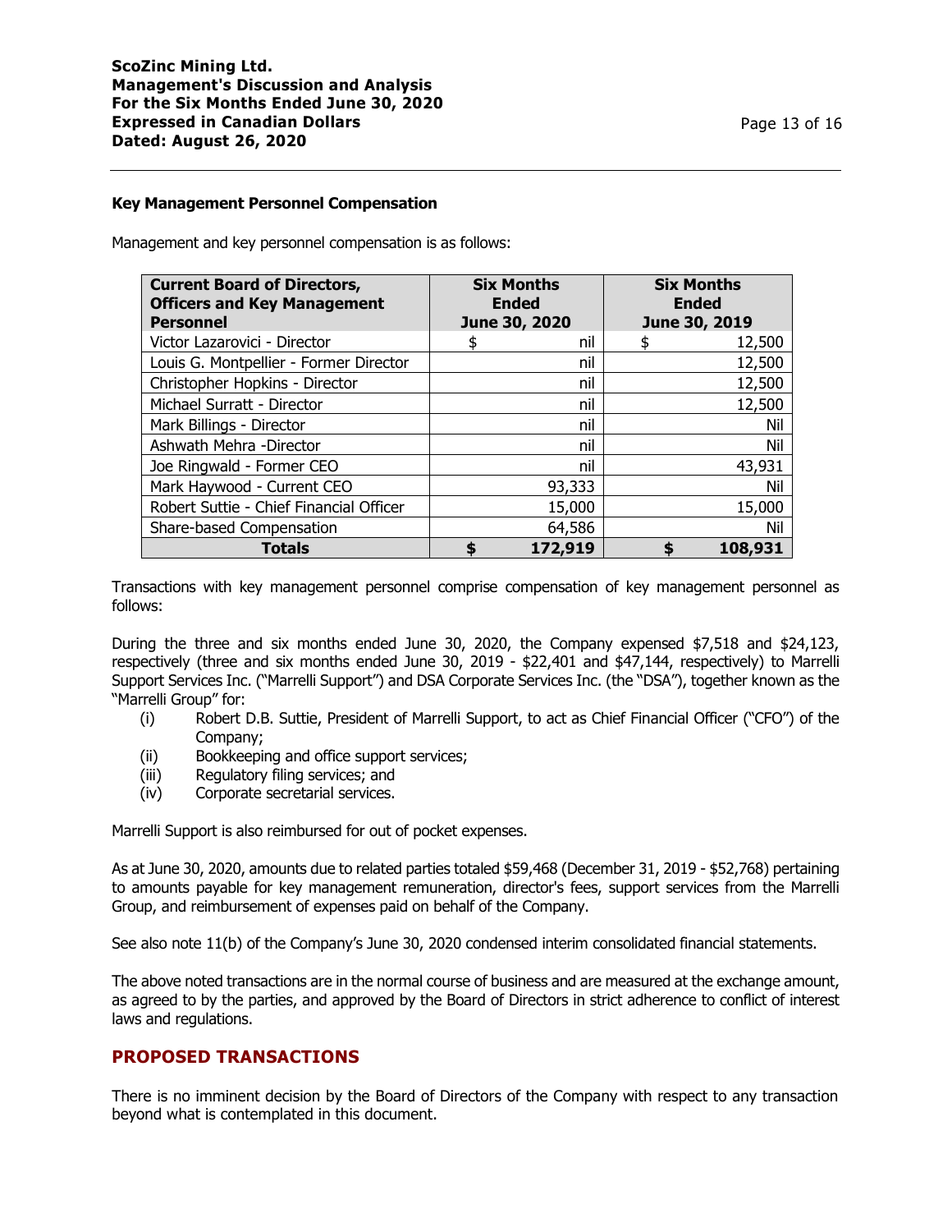### Key Management Personnel Compensation

Management and key personnel compensation is as follows:

| Current Board of Directors, Officers and Key Management Personnel | Six Months Ended June 30, 2020 | Six Months Ended June 30, 2019 |
|---|---|---|
| Victor Lazarovici - Director | $ nil | $ 12,500 |
| Louis G. Montpellier - Former Director | nil | 12,500 |
| Christopher Hopkins - Director | nil | 12,500 |
| Michael Surratt - Director | nil | 12,500 |
| Mark Billings - Director | nil | Nil |
| Ashwath Mehra -Director | nil | Nil |
| Joe Ringwald - Former CEO | nil | 43,931 |
| Mark Haywood - Current CEO | 93,333 | Nil |
| Robert Suttie - Chief Financial Officer | 15,000 | 15,000 |
| Share-based Compensation | 64,586 | Nil |
| **Totals** | **$ 172,919** | **$ 108,931** |

Transactions with key management personnel comprise compensation of key management personnel as follows:

During the three and six months ended June 30, 2020, the Company expensed $7,518 and $24,123, respectively (three and six months ended June 30, 2019 - $22,401 and $47,144, respectively) to Marrelli Support Services Inc. ("Marrelli Support") and DSA Corporate Services Inc. (the "DSA"), together known as the "Marrelli Group" for:

(i) Robert D.B. Suttie, President of Marrelli Support, to act as Chief Financial Officer ("CFO") of the Company;
(ii) Bookkeeping and office support services;
(iii) Regulatory filing services; and
(iv) Corporate secretarial services.

Marrelli Support is also reimbursed for out of pocket expenses.

As at June 30, 2020, amounts due to related parties totaled $59,468 (December 31, 2019 - $52,768) pertaining to amounts payable for key management remuneration, director's fees, support services from the Marrelli Group, and reimbursement of expenses paid on behalf of the Company.

See also note 11(b) of the Company's June 30, 2020 condensed interim consolidated financial statements.

The above noted transactions are in the normal course of business and are measured at the exchange amount, as agreed to by the parties, and approved by the Board of Directors in strict adherence to conflict of interest laws and regulations.

## PROPOSED TRANSACTIONS

There is no imminent decision by the Board of Directors of the Company with respect to any transaction beyond what is contemplated in this document.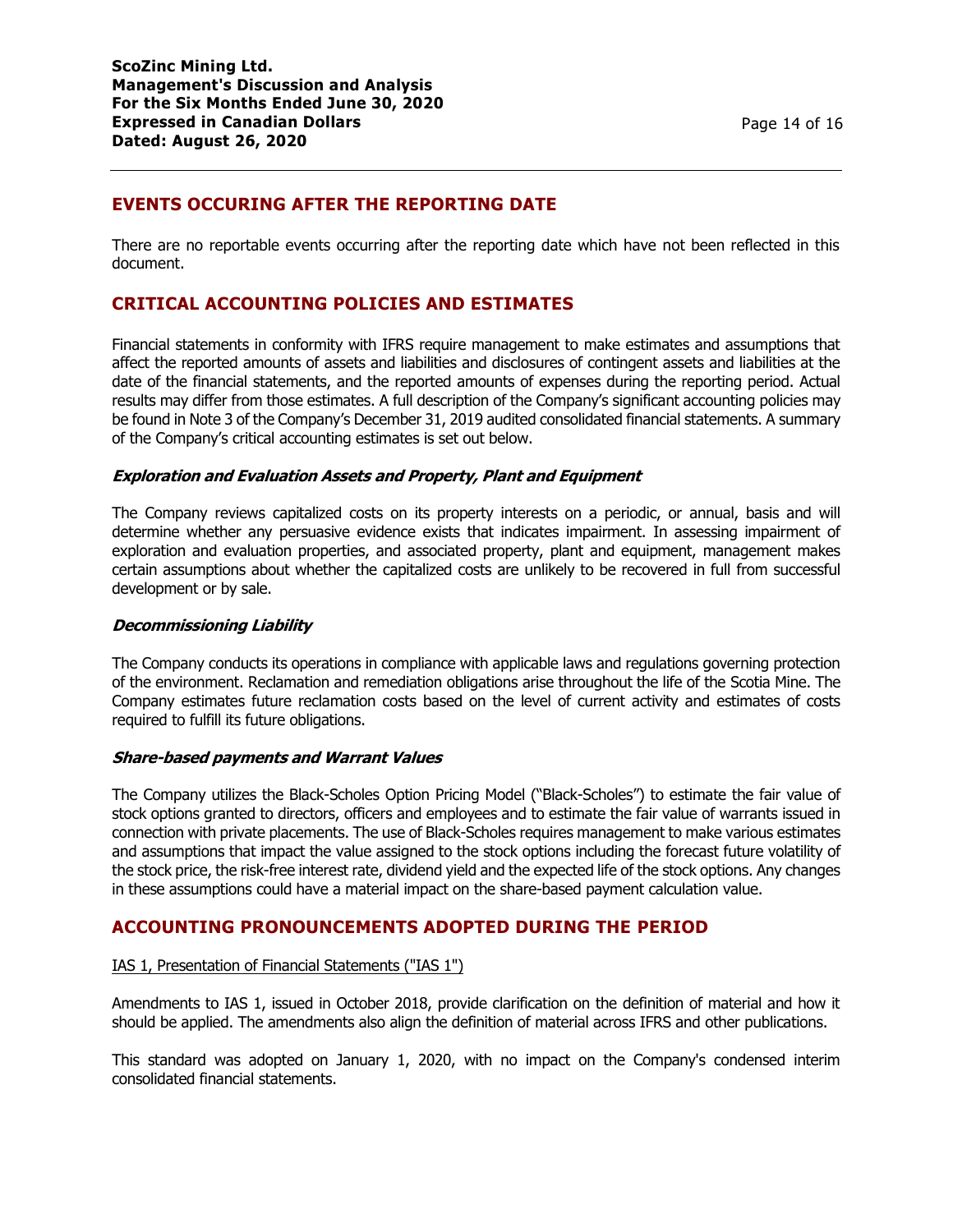## EVENTS OCCURING AFTER THE REPORTING DATE

There are no reportable events occurring after the reporting date which have not been reflected in this document.

## CRITICAL ACCOUNTING POLICIES AND ESTIMATES

Financial statements in conformity with IFRS require management to make estimates and assumptions that affect the reported amounts of assets and liabilities and disclosures of contingent assets and liabilities at the date of the financial statements, and the reported amounts of expenses during the reporting period. Actual results may differ from those estimates. A full description of the Company's significant accounting policies may be found in Note 3 of the Company's December 31, 2019 audited consolidated financial statements. A summary of the Company's critical accounting estimates is set out below.

### *Exploration and Evaluation Assets and Property, Plant and Equipment*

The Company reviews capitalized costs on its property interests on a periodic, or annual, basis and will determine whether any persuasive evidence exists that indicates impairment. In assessing impairment of exploration and evaluation properties, and associated property, plant and equipment, management makes certain assumptions about whether the capitalized costs are unlikely to be recovered in full from successful development or by sale.

### *Decommissioning Liability*

The Company conducts its operations in compliance with applicable laws and regulations governing protection of the environment. Reclamation and remediation obligations arise throughout the life of the Scotia Mine. The Company estimates future reclamation costs based on the level of current activity and estimates of costs required to fulfill its future obligations.

### *Share-based payments and Warrant Values*

The Company utilizes the Black-Scholes Option Pricing Model ("Black-Scholes") to estimate the fair value of stock options granted to directors, officers and employees and to estimate the fair value of warrants issued in connection with private placements. The use of Black-Scholes requires management to make various estimates and assumptions that impact the value assigned to the stock options including the forecast future volatility of the stock price, the risk-free interest rate, dividend yield and the expected life of the stock options. Any changes in these assumptions could have a material impact on the share-based payment calculation value.

## ACCOUNTING PRONOUNCEMENTS ADOPTED DURING THE PERIOD

IAS 1, Presentation of Financial Statements ("IAS 1")

Amendments to IAS 1, issued in October 2018, provide clarification on the definition of material and how it should be applied. The amendments also align the definition of material across IFRS and other publications.

This standard was adopted on January 1, 2020, with no impact on the Company's condensed interim consolidated financial statements.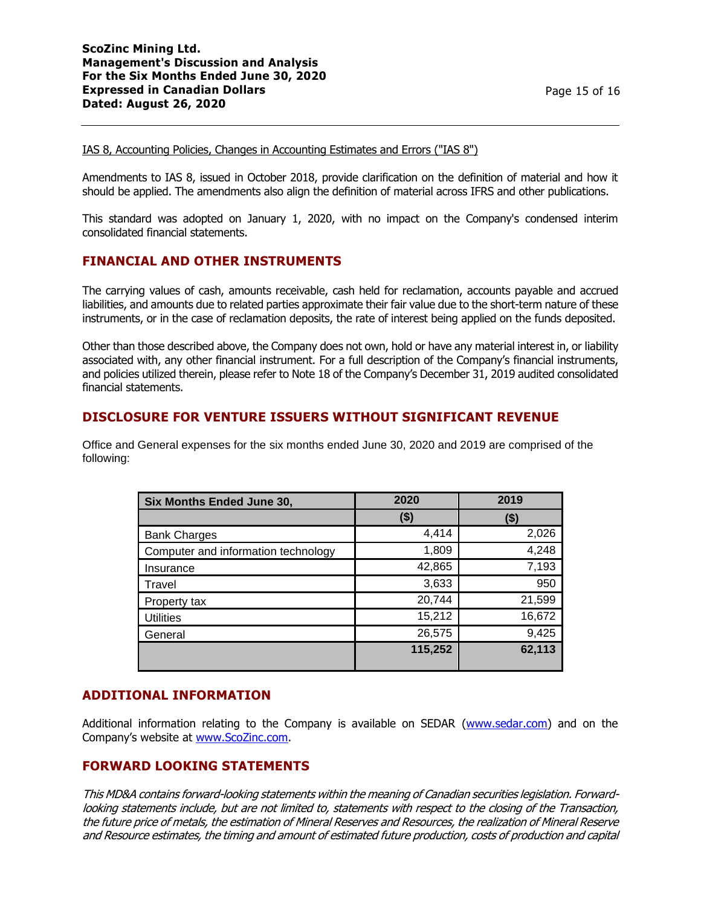IAS 8, Accounting Policies, Changes in Accounting Estimates and Errors ("IAS 8")

Amendments to IAS 8, issued in October 2018, provide clarification on the definition of material and how it should be applied. The amendments also align the definition of material across IFRS and other publications.

This standard was adopted on January 1, 2020, with no impact on the Company's condensed interim consolidated financial statements.

## FINANCIAL AND OTHER INSTRUMENTS

The carrying values of cash, amounts receivable, cash held for reclamation, accounts payable and accrued liabilities, and amounts due to related parties approximate their fair value due to the short-term nature of these instruments, or in the case of reclamation deposits, the rate of interest being applied on the funds deposited.

Other than those described above, the Company does not own, hold or have any material interest in, or liability associated with, any other financial instrument. For a full description of the Company's financial instruments, and policies utilized therein, please refer to Note 18 of the Company's December 31, 2019 audited consolidated financial statements.

## DISCLOSURE FOR VENTURE ISSUERS WITHOUT SIGNIFICANT REVENUE

Office and General expenses for the six months ended June 30, 2020 and 2019 are comprised of the following:

| Six Months Ended June 30, | 2020 | 2019 |
|---|---|---|
| | ($) | ($) |
| Bank Charges | 4,414 | 2,026 |
| Computer and information technology | 1,809 | 4,248 |
| Insurance | 42,865 | 7,193 |
| Travel | 3,633 | 950 |
| Property tax | 20,744 | 21,599 |
| Utilities | 15,212 | 16,672 |
| General | 26,575 | 9,425 |
| | **115,252** | **62,113** |

## ADDITIONAL INFORMATION

Additional information relating to the Company is available on SEDAR (www.sedar.com) and on the Company's website at www.ScoZinc.com.

## FORWARD LOOKING STATEMENTS

*This MD&A contains forward-looking statements within the meaning of Canadian securities legislation. Forward-looking statements include, but are not limited to, statements with respect to the closing of the Transaction, the future price of metals, the estimation of Mineral Reserves and Resources, the realization of Mineral Reserve and Resource estimates, the timing and amount of estimated future production, costs of production and capital*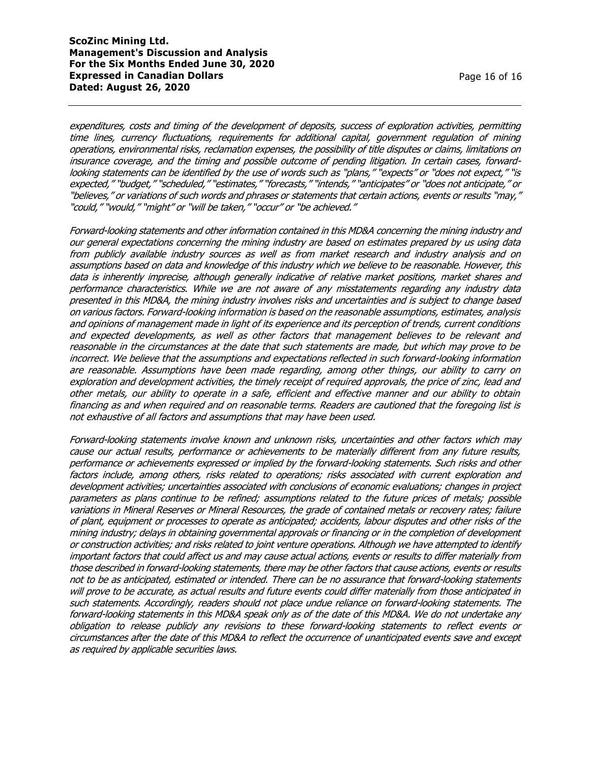*expenditures, costs and timing of the development of deposits, success of exploration activities, permitting time lines, currency fluctuations, requirements for additional capital, government regulation of mining operations, environmental risks, reclamation expenses, the possibility of title disputes or claims, limitations on insurance coverage, and the timing and possible outcome of pending litigation. In certain cases, forward-looking statements can be identified by the use of words such as "plans," "expects" or "does not expect," "is expected," "budget," "scheduled," "estimates," "forecasts," "intends," "anticipates" or "does not anticipate," or "believes," or variations of such words and phrases or statements that certain actions, events or results "may," "could," "would," "might" or "will be taken," "occur" or "be achieved."*

*Forward-looking statements and other information contained in this MD&A concerning the mining industry and our general expectations concerning the mining industry are based on estimates prepared by us using data from publicly available industry sources as well as from market research and industry analysis and on assumptions based on data and knowledge of this industry which we believe to be reasonable. However, this data is inherently imprecise, although generally indicative of relative market positions, market shares and performance characteristics. While we are not aware of any misstatements regarding any industry data presented in this MD&A, the mining industry involves risks and uncertainties and is subject to change based on various factors. Forward-looking information is based on the reasonable assumptions, estimates, analysis and opinions of management made in light of its experience and its perception of trends, current conditions and expected developments, as well as other factors that management believes to be relevant and reasonable in the circumstances at the date that such statements are made, but which may prove to be incorrect. We believe that the assumptions and expectations reflected in such forward-looking information are reasonable. Assumptions have been made regarding, among other things, our ability to carry on exploration and development activities, the timely receipt of required approvals, the price of zinc, lead and other metals, our ability to operate in a safe, efficient and effective manner and our ability to obtain financing as and when required and on reasonable terms. Readers are cautioned that the foregoing list is not exhaustive of all factors and assumptions that may have been used.*

*Forward-looking statements involve known and unknown risks, uncertainties and other factors which may cause our actual results, performance or achievements to be materially different from any future results, performance or achievements expressed or implied by the forward-looking statements. Such risks and other factors include, among others, risks related to operations; risks associated with current exploration and development activities; uncertainties associated with conclusions of economic evaluations; changes in project parameters as plans continue to be refined; assumptions related to the future prices of metals; possible variations in Mineral Reserves or Mineral Resources, the grade of contained metals or recovery rates; failure of plant, equipment or processes to operate as anticipated; accidents, labour disputes and other risks of the mining industry; delays in obtaining governmental approvals or financing or in the completion of development or construction activities; and risks related to joint venture operations. Although we have attempted to identify important factors that could affect us and may cause actual actions, events or results to differ materially from those described in forward-looking statements, there may be other factors that cause actions, events or results not to be as anticipated, estimated or intended. There can be no assurance that forward-looking statements will prove to be accurate, as actual results and future events could differ materially from those anticipated in such statements. Accordingly, readers should not place undue reliance on forward-looking statements. The forward-looking statements in this MD&A speak only as of the date of this MD&A. We do not undertake any obligation to release publicly any revisions to these forward-looking statements to reflect events or circumstances after the date of this MD&A to reflect the occurrence of unanticipated events save and except as required by applicable securities laws.*